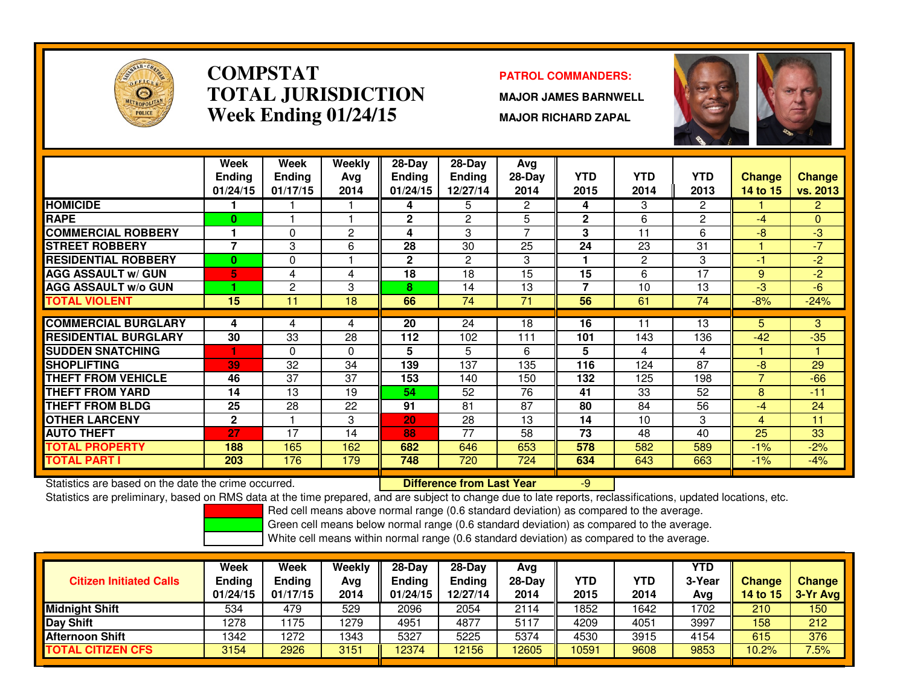# COMPSTAT
# TOTAL JURISDICTION
## Week Ending 01/24/15

**PATROL COMMANDERS:**

**MAJOR JAMES BARNWELL**

**MAJOR RICHARD ZAPAL**

| | Week Ending 01/24/15 | Week Ending 01/17/15 | Weekly Avg 2014 | 28-Day Ending 01/24/15 | 28-Day Ending 12/27/14 | Avg 28-Day 2014 | YTD 2015 | YTD 2014 | YTD 2013 | Change 14 to 15 | Change vs. 2013 |
|---|---|---|---|---|---|---|---|---|---|---|---|
| HOMICIDE | 1 | 1 | 1 | 4 | 5 | 2 | 4 | 3 | 2 | 1 | 2 |
| RAPE | 0 | 1 | 1 | 2 | 2 | 5 | 2 | 6 | 2 | -4 | 0 |
| COMMERCIAL ROBBERY | 1 | 0 | 2 | 4 | 3 | 7 | 3 | 11 | 6 | -8 | -3 |
| STREET ROBBERY | 7 | 3 | 6 | 28 | 30 | 25 | 24 | 23 | 31 | 1 | -7 |
| RESIDENTIAL ROBBERY | 0 | 0 | 1 | 2 | 2 | 3 | 1 | 2 | 3 | -1 | -2 |
| AGG ASSAULT w/ GUN | 5 | 4 | 4 | 18 | 18 | 15 | 15 | 6 | 17 | 9 | -2 |
| AGG ASSAULT w/o GUN | 1 | 2 | 3 | 8 | 14 | 13 | 7 | 10 | 13 | -3 | -6 |
| TOTAL VIOLENT | 15 | 11 | 18 | 66 | 74 | 71 | 56 | 61 | 74 | -8% | -24% |
| COMMERCIAL BURGLARY | 4 | 4 | 4 | 20 | 24 | 18 | 16 | 11 | 13 | 5 | 3 |
| RESIDENTIAL BURGLARY | 30 | 33 | 28 | 112 | 102 | 111 | 101 | 143 | 136 | -42 | -35 |
| SUDDEN SNATCHING | 1 | 0 | 0 | 5 | 5 | 6 | 5 | 4 | 4 | 1 | 1 |
| SHOPLIFTING | 39 | 32 | 34 | 139 | 137 | 135 | 116 | 124 | 87 | -8 | 29 |
| THEFT FROM VEHICLE | 46 | 37 | 37 | 153 | 140 | 150 | 132 | 125 | 198 | 7 | -66 |
| THEFT FROM YARD | 14 | 13 | 19 | 54 | 52 | 76 | 41 | 33 | 52 | 8 | -11 |
| THEFT FROM BLDG | 25 | 28 | 22 | 91 | 81 | 87 | 80 | 84 | 56 | -4 | 24 |
| OTHER LARCENY | 2 | 1 | 3 | 20 | 28 | 13 | 14 | 10 | 3 | 4 | 11 |
| AUTO THEFT | 27 | 17 | 14 | 88 | 77 | 58 | 73 | 48 | 40 | 25 | 33 |
| TOTAL PROPERTY | 188 | 165 | 162 | 682 | 646 | 653 | 578 | 582 | 589 | -1% | -2% |
| TOTAL PART I | 203 | 176 | 179 | 748 | 720 | 724 | 634 | 643 | 663 | -1% | -4% |

Statistics are based on the date the crime occurred.

**Difference from Last Year** -9

Statistics are preliminary, based on RMS data at the time prepared, and are subject to change due to late reports, reclassifications, updated locations, etc.

Red cell means above normal range (0.6 standard deviation) as compared to the average.

Green cell means below normal range (0.6 standard deviation) as compared to the average.

White cell means within normal range (0.6 standard deviation) as compared to the average.

| Citizen Initiated Calls | Week Ending 01/24/15 | Week Ending 01/17/15 | Weekly Avg 2014 | 28-Day Ending 01/24/15 | 28-Day Ending 12/27/14 | Avg 28-Day 2014 | YTD 2015 | YTD 2014 | YTD 3-Year Avg | Change 14 to 15 | Change 3-Yr Avg |
|---|---|---|---|---|---|---|---|---|---|---|---|
| Midnight Shift | 534 | 479 | 529 | 2096 | 2054 | 2114 | 1852 | 1642 | 1702 | 210 | 150 |
| Day Shift | 1278 | 1175 | 1279 | 4951 | 4877 | 5117 | 4209 | 4051 | 3997 | 158 | 212 |
| Afternoon Shift | 1342 | 1272 | 1343 | 5327 | 5225 | 5374 | 4530 | 3915 | 4154 | 615 | 376 |
| TOTAL CITIZEN CFS | 3154 | 2926 | 3151 | 12374 | 12156 | 12605 | 10591 | 9608 | 9853 | 10.2% | 7.5% |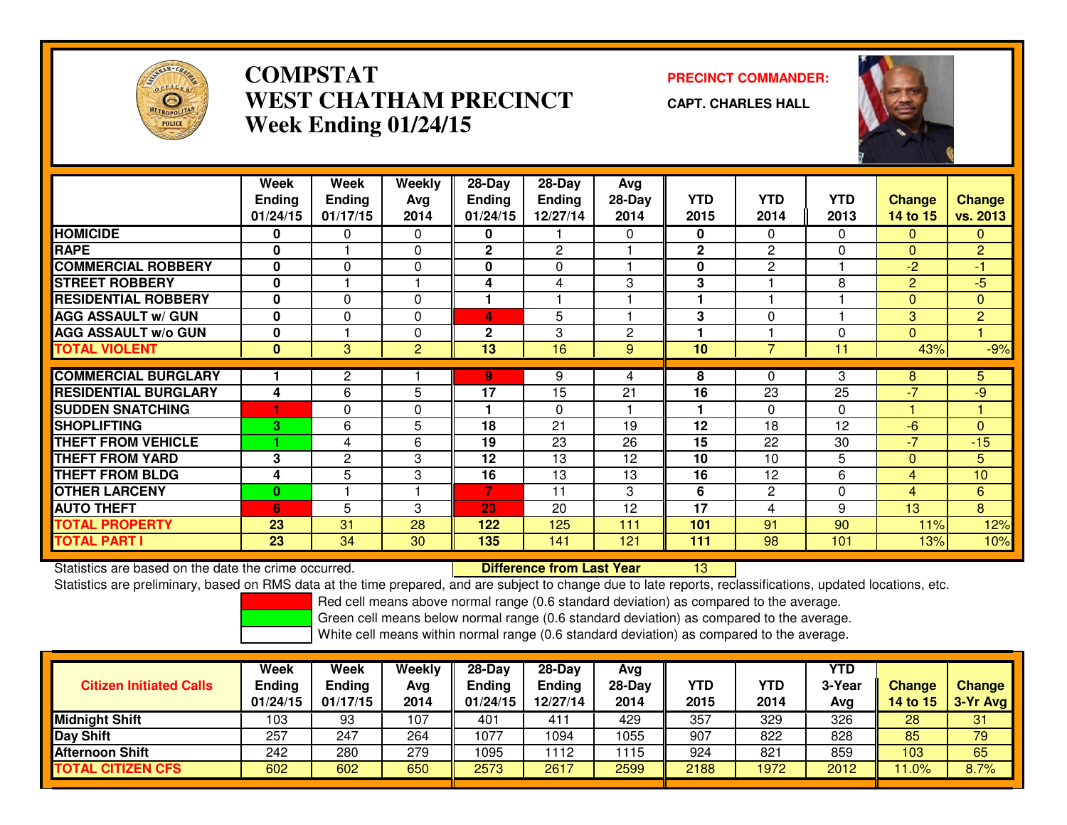# COMPSTAT
# WEST CHATHAM PRECINCT
## Week Ending 01/24/15

**PRECINCT COMMANDER:**

**CAPT. CHARLES HALL**

| | Week Ending 01/24/15 | Week Ending 01/17/15 | Weekly Avg 2014 | 28-Day Ending 01/24/15 | 28-Day Ending 12/27/14 | Avg 28-Day 2014 | YTD 2015 | YTD 2014 | YTD 2013 | Change 14 to 15 | Change vs. 2013 |
|---|---|---|---|---|---|---|---|---|---|---|---|
| HOMICIDE | 0 | 0 | 0 | 0 | 1 | 0 | 0 | 0 | 0 | 0 | 0 |
| RAPE | 0 | 1 | 0 | 2 | 2 | 1 | 2 | 2 | 0 | 0 | 2 |
| COMMERCIAL ROBBERY | 0 | 0 | 0 | 0 | 0 | 1 | 0 | 2 | 1 | -2 | -1 |
| STREET ROBBERY | 0 | 1 | 1 | 4 | 4 | 3 | 3 | 1 | 8 | 2 | -5 |
| RESIDENTIAL ROBBERY | 0 | 0 | 0 | 1 | 1 | 1 | 1 | 1 | 1 | 0 | 0 |
| AGG ASSAULT w/ GUN | 0 | 0 | 0 | 4 | 5 | 1 | 3 | 0 | 1 | 3 | 2 |
| AGG ASSAULT w/o GUN | 0 | 1 | 0 | 2 | 3 | 2 | 1 | 1 | 0 | 0 | 1 |
| TOTAL VIOLENT | 0 | 3 | 2 | 13 | 16 | 9 | 10 | 7 | 11 | 43% | -9% |
| COMMERCIAL BURGLARY | 1 | 2 | 1 | 9 | 9 | 4 | 8 | 0 | 3 | 8 | 5 |
| RESIDENTIAL BURGLARY | 4 | 6 | 5 | 17 | 15 | 21 | 16 | 23 | 25 | -7 | -9 |
| SUDDEN SNATCHING | 1 | 0 | 0 | 1 | 0 | 1 | 1 | 0 | 0 | 1 | 1 |
| SHOPLIFTING | 3 | 6 | 5 | 18 | 21 | 19 | 12 | 18 | 12 | -6 | 0 |
| THEFT FROM VEHICLE | 1 | 4 | 6 | 19 | 23 | 26 | 15 | 22 | 30 | -7 | -15 |
| THEFT FROM YARD | 3 | 2 | 3 | 12 | 13 | 12 | 10 | 10 | 5 | 0 | 5 |
| THEFT FROM BLDG | 4 | 5 | 3 | 16 | 13 | 13 | 16 | 12 | 6 | 4 | 10 |
| OTHER LARCENY | 0 | 1 | 1 | 7 | 11 | 3 | 6 | 2 | 0 | 4 | 6 |
| AUTO THEFT | 6 | 5 | 3 | 23 | 20 | 12 | 17 | 4 | 9 | 13 | 8 |
| TOTAL PROPERTY | 23 | 31 | 28 | 122 | 125 | 111 | 101 | 91 | 90 | 11% | 12% |
| TOTAL PART I | 23 | 34 | 30 | 135 | 141 | 121 | 111 | 98 | 101 | 13% | 10% |

Statistics are based on the date the crime occurred. **Difference from Last Year** 13

Statistics are preliminary, based on RMS data at the time prepared, and are subject to change due to late reports, reclassifications, updated locations, etc.

Red cell means above normal range (0.6 standard deviation) as compared to the average.
Green cell means below normal range (0.6 standard deviation) as compared to the average.
White cell means within normal range (0.6 standard deviation) as compared to the average.

| Citizen Initiated Calls | Week Ending 01/24/15 | Week Ending 01/17/15 | Weekly Avg 2014 | 28-Day Ending 01/24/15 | 28-Day Ending 12/27/14 | Avg 28-Day 2014 | YTD 2015 | YTD 2014 | YTD 3-Year Avg | Change 14 to 15 | Change 3-Yr Avg |
|---|---|---|---|---|---|---|---|---|---|---|---|
| Midnight Shift | 103 | 93 | 107 | 401 | 411 | 429 | 357 | 329 | 326 | 28 | 31 |
| Day Shift | 257 | 247 | 264 | 1077 | 1094 | 1055 | 907 | 822 | 828 | 85 | 79 |
| Afternoon Shift | 242 | 280 | 279 | 1095 | 1112 | 1115 | 924 | 821 | 859 | 103 | 65 |
| TOTAL CITIZEN CFS | 602 | 602 | 650 | 2573 | 2617 | 2599 | 2188 | 1972 | 2012 | 11.0% | 8.7% |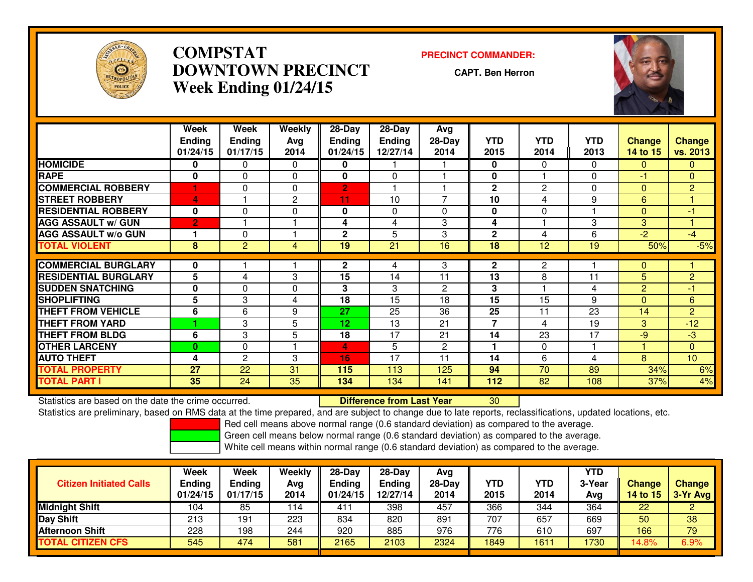# COMPSTAT
# DOWNTOWN PRECINCT
# Week Ending 01/24/15

**PRECINCT COMMANDER:**

**CAPT. Ben Herron**

| | Week Ending 01/24/15 | Week Ending 01/17/15 | Weekly Avg 2014 | 28-Day Ending 01/24/15 | 28-Day Ending 12/27/14 | Avg 28-Day 2014 | YTD 2015 | YTD 2014 | YTD 2013 | Change 14 to 15 | Change vs. 2013 |
|---|---|---|---|---|---|---|---|---|---|---|---|
| **HOMICIDE** | 0 | 0 | 0 | 0 | 1 | 1 | 0 | 0 | 0 | 0 | 0 |
| **RAPE** | 0 | 0 | 0 | 0 | 0 | 1 | 0 | 1 | 0 | -1 | 0 |
| **COMMERCIAL ROBBERY** | 1 | 0 | 0 | 2 | 1 | 1 | 2 | 2 | 0 | 0 | 2 |
| **STREET ROBBERY** | 4 | 1 | 2 | 11 | 10 | 7 | 10 | 4 | 9 | 6 | 1 |
| **RESIDENTIAL ROBBERY** | 0 | 0 | 0 | 0 | 0 | 0 | 0 | 0 | 1 | 0 | -1 |
| **AGG ASSAULT w/ GUN** | 2 | 1 | 1 | 4 | 4 | 3 | 4 | 1 | 3 | 3 | 1 |
| **AGG ASSAULT w/o GUN** | 1 | 0 | 1 | 2 | 5 | 3 | 2 | 4 | 6 | -2 | -4 |
| **TOTAL VIOLENT** | 8 | 2 | 4 | 19 | 21 | 16 | 18 | 12 | 19 | 50% | -5% |
| **COMMERCIAL BURGLARY** | 0 | 1 | 1 | 2 | 4 | 3 | 2 | 2 | 1 | 0 | 1 |
| **RESIDENTIAL BURGLARY** | 5 | 4 | 3 | 15 | 14 | 11 | 13 | 8 | 11 | 5 | 2 |
| **SUDDEN SNATCHING** | 0 | 0 | 0 | 3 | 3 | 2 | 3 | 1 | 4 | 2 | -1 |
| **SHOPLIFTING** | 5 | 3 | 4 | 18 | 15 | 18 | 15 | 15 | 9 | 0 | 6 |
| **THEFT FROM VEHICLE** | 6 | 6 | 9 | 27 | 25 | 36 | 25 | 11 | 23 | 14 | 2 |
| **THEFT FROM YARD** | 1 | 3 | 5 | 12 | 13 | 21 | 7 | 4 | 19 | 3 | -12 |
| **THEFT FROM BLDG** | 6 | 3 | 5 | 18 | 17 | 21 | 14 | 23 | 17 | -9 | -3 |
| **OTHER LARCENY** | 0 | 0 | 1 | 4 | 5 | 2 | 1 | 0 | 1 | 1 | 0 |
| **AUTO THEFT** | 4 | 2 | 3 | 16 | 17 | 11 | 14 | 6 | 4 | 8 | 10 |
| **TOTAL PROPERTY** | 27 | 22 | 31 | 115 | 113 | 125 | 94 | 70 | 89 | 34% | 6% |
| **TOTAL PART I** | 35 | 24 | 35 | 134 | 134 | 141 | 112 | 82 | 108 | 37% | 4% |

Statistics are based on the date the crime occurred. **Difference from Last Year** 30

Statistics are preliminary, based on RMS data at the time prepared, and are subject to change due to late reports, reclassifications, updated locations, etc.

Red cell means above normal range (0.6 standard deviation) as compared to the average.

Green cell means below normal range (0.6 standard deviation) as compared to the average.

White cell means within normal range (0.6 standard deviation) as compared to the average.

| Citizen Initiated Calls | Week Ending 01/24/15 | Week Ending 01/17/15 | Weekly Avg 2014 | 28-Day Ending 01/24/15 | 28-Day Ending 12/27/14 | Avg 28-Day 2014 | YTD 2015 | YTD 2014 | YTD 3-Year Avg | Change 14 to 15 | Change 3-Yr Avg |
|---|---|---|---|---|---|---|---|---|---|---|---|
| **Midnight Shift** | 104 | 85 | 114 | 411 | 398 | 457 | 366 | 344 | 364 | 22 | 2 |
| **Day Shift** | 213 | 191 | 223 | 834 | 820 | 891 | 707 | 657 | 669 | 50 | 38 |
| **Afternoon Shift** | 228 | 198 | 244 | 920 | 885 | 976 | 776 | 610 | 697 | 166 | 79 |
| **TOTAL CITIZEN CFS** | 545 | 474 | 581 | 2165 | 2103 | 2324 | 1849 | 1611 | 1730 | 14.8% | 6.9% |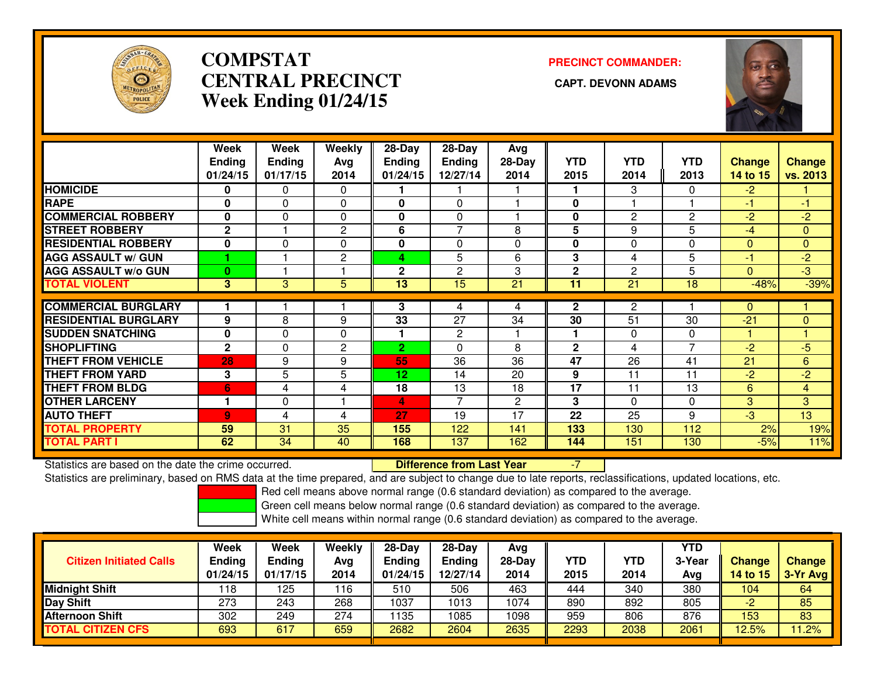# COMPSTAT
# CENTRAL PRECINCT
# Week Ending 01/24/15

**PRECINCT COMMANDER:**

**CAPT. DEVONN ADAMS**

| | Week Ending 01/24/15 | Week Ending 01/17/15 | Weekly Avg 2014 | 28-Day Ending 01/24/15 | 28-Day Ending 12/27/14 | Avg 28-Day 2014 | YTD 2015 | YTD 2014 | YTD 2013 | Change 14 to 15 | Change vs. 2013 |
|---|---|---|---|---|---|---|---|---|---|---|---|
| **HOMICIDE** | 0 | 0 | 0 | 1 | 1 | 1 | 1 | 3 | 0 | -2 | 1 |
| **RAPE** | 0 | 0 | 0 | 0 | 0 | 1 | 0 | 1 | 1 | -1 | -1 |
| **COMMERCIAL ROBBERY** | 0 | 0 | 0 | 0 | 0 | 1 | 0 | 2 | 2 | -2 | -2 |
| **STREET ROBBERY** | 2 | 1 | 2 | 6 | 7 | 8 | 5 | 9 | 5 | -4 | 0 |
| **RESIDENTIAL ROBBERY** | 0 | 0 | 0 | 0 | 0 | 0 | 0 | 0 | 0 | 0 | 0 |
| **AGG ASSAULT w/ GUN** | 1 | 1 | 2 | 4 | 5 | 6 | 3 | 4 | 5 | -1 | -2 |
| **AGG ASSAULT w/o GUN** | 0 | 1 | 1 | 2 | 2 | 3 | 2 | 2 | 5 | 0 | -3 |
| **TOTAL VIOLENT** | 3 | 3 | 5 | 13 | 15 | 21 | 11 | 21 | 18 | -48% | -39% |
| **COMMERCIAL BURGLARY** | 1 | 1 | 1 | 3 | 4 | 4 | 2 | 2 | 1 | 0 | 1 |
| **RESIDENTIAL BURGLARY** | 9 | 8 | 9 | 33 | 27 | 34 | 30 | 51 | 30 | -21 | 0 |
| **SUDDEN SNATCHING** | 0 | 0 | 0 | 1 | 2 | 1 | 1 | 0 | 0 | 1 | 1 |
| **SHOPLIFTING** | 2 | 0 | 2 | 2 | 0 | 8 | 2 | 4 | 7 | -2 | -5 |
| **THEFT FROM VEHICLE** | 28 | 9 | 9 | 55 | 36 | 36 | 47 | 26 | 41 | 21 | 6 |
| **THEFT FROM YARD** | 3 | 5 | 5 | 12 | 14 | 20 | 9 | 11 | 11 | -2 | -2 |
| **THEFT FROM BLDG** | 6 | 4 | 4 | 18 | 13 | 18 | 17 | 11 | 13 | 6 | 4 |
| **OTHER LARCENY** | 1 | 0 | 1 | 4 | 7 | 2 | 3 | 0 | 0 | 3 | 3 |
| **AUTO THEFT** | 9 | 4 | 4 | 27 | 19 | 17 | 22 | 25 | 9 | -3 | 13 |
| **TOTAL PROPERTY** | 59 | 31 | 35 | 155 | 122 | 141 | 133 | 130 | 112 | 2% | 19% |
| **TOTAL PART I** | 62 | 34 | 40 | 168 | 137 | 162 | 144 | 151 | 130 | -5% | 11% |

Statistics are based on the date the crime occurred. **Difference from Last Year** -7

Statistics are preliminary, based on RMS data at the time prepared, and are subject to change due to late reports, reclassifications, updated locations, etc.

Red cell means above normal range (0.6 standard deviation) as compared to the average.

Green cell means below normal range (0.6 standard deviation) as compared to the average.

White cell means within normal range (0.6 standard deviation) as compared to the average.

| Citizen Initiated Calls | Week Ending 01/24/15 | Week Ending 01/17/15 | Weekly Avg 2014 | 28-Day Ending 01/24/15 | 28-Day Ending 12/27/14 | Avg 28-Day 2014 | YTD 2015 | YTD 2014 | YTD 3-Year Avg | Change 14 to 15 | Change 3-Yr Avg |
|---|---|---|---|---|---|---|---|---|---|---|---|
| **Midnight Shift** | 118 | 125 | 116 | 510 | 506 | 463 | 444 | 340 | 380 | 104 | 64 |
| **Day Shift** | 273 | 243 | 268 | 1037 | 1013 | 1074 | 890 | 892 | 805 | -2 | 85 |
| **Afternoon Shift** | 302 | 249 | 274 | 1135 | 1085 | 1098 | 959 | 806 | 876 | 153 | 83 |
| **TOTAL CITIZEN CFS** | 693 | 617 | 659 | 2682 | 2604 | 2635 | 2293 | 2038 | 2061 | 12.5% | 11.2% |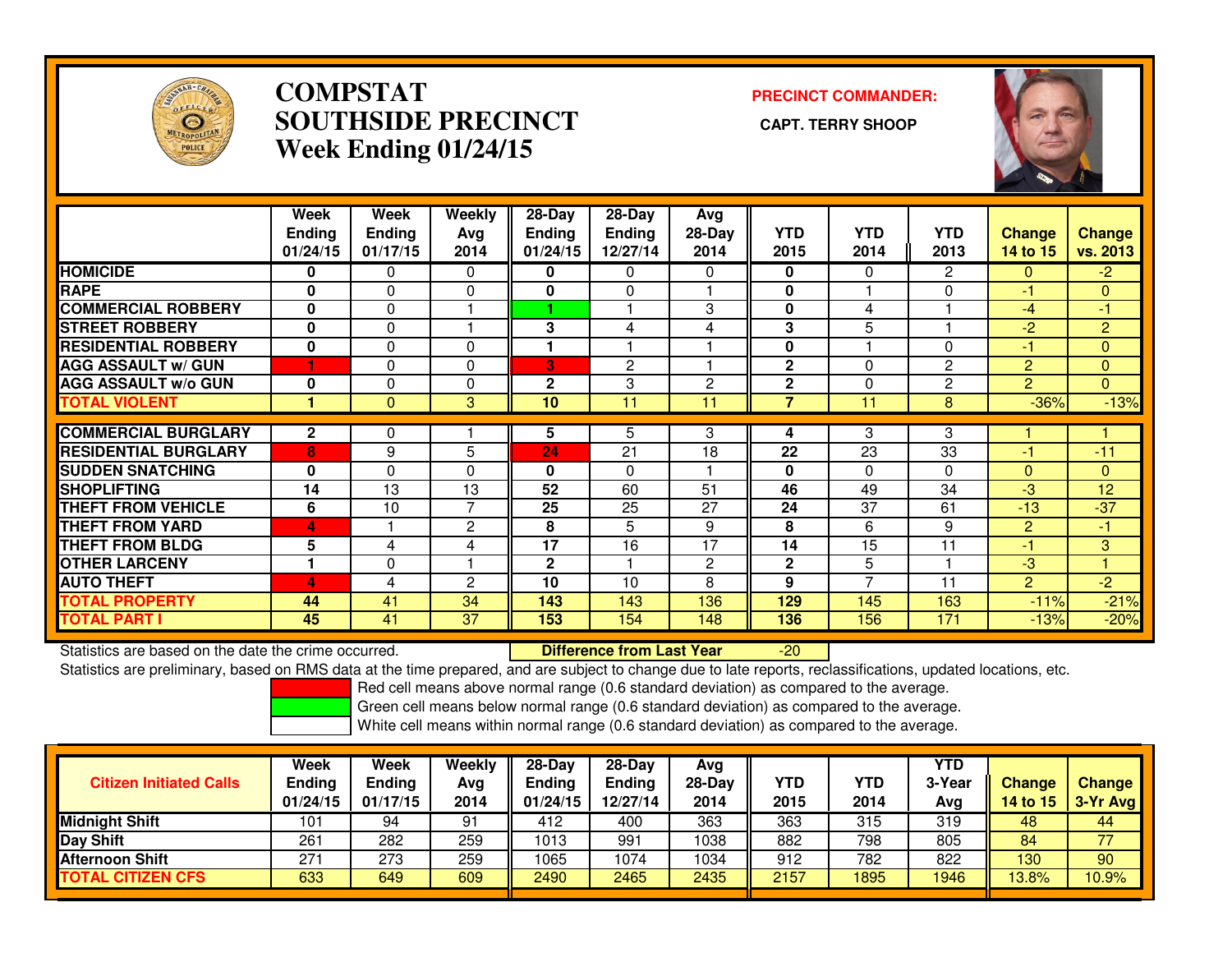# COMPSTAT
# SOUTHSIDE PRECINCT
# Week Ending 01/24/15

**PRECINCT COMMANDER:**

**CAPT. TERRY SHOOP**

| | Week Ending 01/24/15 | Week Ending 01/17/15 | Weekly Avg 2014 | 28-Day Ending 01/24/15 | 28-Day Ending 12/27/14 | Avg 28-Day 2014 | YTD 2015 | YTD 2014 | YTD 2013 | Change 14 to 15 | Change vs. 2013 |
|---|---|---|---|---|---|---|---|---|---|---|---|
| HOMICIDE | 0 | 0 | 0 | 0 | 0 | 0 | 0 | 0 | 2 | 0 | -2 |
| RAPE | 0 | 0 | 0 | 0 | 0 | 1 | 0 | 1 | 0 | -1 | 0 |
| COMMERCIAL ROBBERY | 0 | 0 | 1 | 1 | 1 | 3 | 0 | 4 | 1 | -4 | -1 |
| STREET ROBBERY | 0 | 0 | 1 | 3 | 4 | 4 | 3 | 5 | 1 | -2 | 2 |
| RESIDENTIAL ROBBERY | 0 | 0 | 0 | 1 | 1 | 1 | 0 | 1 | 0 | -1 | 0 |
| AGG ASSAULT w/ GUN | 1 | 0 | 0 | 3 | 2 | 1 | 2 | 0 | 2 | 2 | 0 |
| AGG ASSAULT w/o GUN | 0 | 0 | 0 | 2 | 3 | 2 | 2 | 0 | 2 | 2 | 0 |
| TOTAL VIOLENT | 1 | 0 | 3 | 10 | 11 | 11 | 7 | 11 | 8 | -36% | -13% |
| COMMERCIAL BURGLARY | 2 | 0 | 1 | 5 | 5 | 3 | 4 | 3 | 3 | 1 | 1 |
| RESIDENTIAL BURGLARY | 8 | 9 | 5 | 24 | 21 | 18 | 22 | 23 | 33 | -1 | -11 |
| SUDDEN SNATCHING | 0 | 0 | 0 | 0 | 0 | 1 | 0 | 0 | 0 | 0 | 0 |
| SHOPLIFTING | 14 | 13 | 13 | 52 | 60 | 51 | 46 | 49 | 34 | -3 | 12 |
| THEFT FROM VEHICLE | 6 | 10 | 7 | 25 | 25 | 27 | 24 | 37 | 61 | -13 | -37 |
| THEFT FROM YARD | 4 | 1 | 2 | 8 | 5 | 9 | 8 | 6 | 9 | 2 | -1 |
| THEFT FROM BLDG | 5 | 4 | 4 | 17 | 16 | 17 | 14 | 15 | 11 | -1 | 3 |
| OTHER LARCENY | 1 | 0 | 1 | 2 | 1 | 2 | 2 | 5 | 1 | -3 | 1 |
| AUTO THEFT | 4 | 4 | 2 | 10 | 10 | 8 | 9 | 7 | 11 | 2 | -2 |
| TOTAL PROPERTY | 44 | 41 | 34 | 143 | 143 | 136 | 129 | 145 | 163 | -11% | -21% |
| TOTAL PART I | 45 | 41 | 37 | 153 | 154 | 148 | 136 | 156 | 171 | -13% | -20% |

Statistics are based on the date the crime occurred. **Difference from Last Year** -20

Statistics are preliminary, based on RMS data at the time prepared, and are subject to change due to late reports, reclassifications, updated locations, etc.

Red cell means above normal range (0.6 standard deviation) as compared to the average.
Green cell means below normal range (0.6 standard deviation) as compared to the average.
White cell means within normal range (0.6 standard deviation) as compared to the average.

| Citizen Initiated Calls | Week Ending 01/24/15 | Week Ending 01/17/15 | Weekly Avg 2014 | 28-Day Ending 01/24/15 | 28-Day Ending 12/27/14 | Avg 28-Day 2014 | YTD 2015 | YTD 2014 | YTD 3-Year Avg | Change 14 to 15 | Change 3-Yr Avg |
|---|---|---|---|---|---|---|---|---|---|---|---|
| Midnight Shift | 101 | 94 | 91 | 412 | 400 | 363 | 363 | 315 | 319 | 48 | 44 |
| Day Shift | 261 | 282 | 259 | 1013 | 991 | 1038 | 882 | 798 | 805 | 84 | 77 |
| Afternoon Shift | 271 | 273 | 259 | 1065 | 1074 | 1034 | 912 | 782 | 822 | 130 | 90 |
| TOTAL CITIZEN CFS | 633 | 649 | 609 | 2490 | 2465 | 2435 | 2157 | 1895 | 1946 | 13.8% | 10.9% |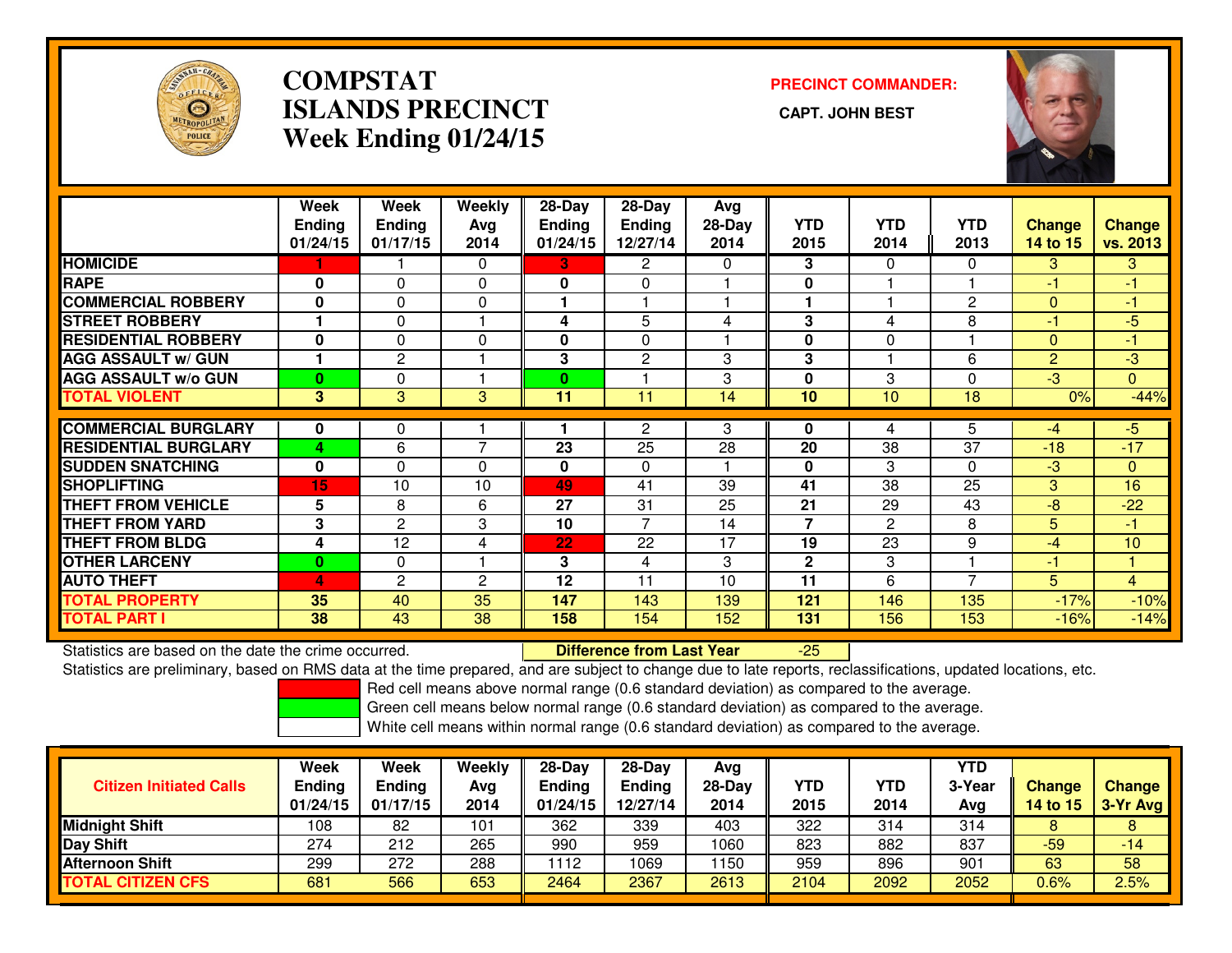# COMPSTAT
# ISLANDS PRECINCT
# Week Ending 01/24/15

**PRECINCT COMMANDER:**

**CAPT. JOHN BEST**

| | Week Ending 01/24/15 | Week Ending 01/17/15 | Weekly Avg 2014 | 28-Day Ending 01/24/15 | 28-Day Ending 12/27/14 | Avg 28-Day 2014 | YTD 2015 | YTD 2014 | YTD 2013 | Change 14 to 15 | Change vs. 2013 |
|---|---|---|---|---|---|---|---|---|---|---|---|
| HOMICIDE | 1 | 1 | 0 | 3 | 2 | 0 | 3 | 0 | 0 | 3 | 3 |
| RAPE | 0 | 0 | 0 | 0 | 0 | 1 | 0 | 1 | 1 | -1 | -1 |
| COMMERCIAL ROBBERY | 0 | 0 | 0 | 1 | 1 | 1 | 1 | 1 | 2 | 0 | -1 |
| STREET ROBBERY | 1 | 0 | 1 | 4 | 5 | 4 | 3 | 4 | 8 | -1 | -5 |
| RESIDENTIAL ROBBERY | 0 | 0 | 0 | 0 | 0 | 1 | 0 | 0 | 1 | 0 | -1 |
| AGG ASSAULT w/ GUN | 1 | 2 | 1 | 3 | 2 | 3 | 3 | 1 | 6 | 2 | -3 |
| AGG ASSAULT w/o GUN | 0 | 0 | 1 | 0 | 1 | 3 | 0 | 3 | 0 | -3 | 0 |
| TOTAL VIOLENT | 3 | 3 | 3 | 11 | 11 | 14 | 10 | 10 | 18 | 0% | -44% |
| COMMERCIAL BURGLARY | 0 | 0 | 1 | 1 | 2 | 3 | 0 | 4 | 5 | -4 | -5 |
| RESIDENTIAL BURGLARY | 4 | 6 | 7 | 23 | 25 | 28 | 20 | 38 | 37 | -18 | -17 |
| SUDDEN SNATCHING | 0 | 0 | 0 | 0 | 0 | 1 | 0 | 3 | 0 | -3 | 0 |
| SHOPLIFTING | 15 | 10 | 10 | 49 | 41 | 39 | 41 | 38 | 25 | 3 | 16 |
| THEFT FROM VEHICLE | 5 | 8 | 6 | 27 | 31 | 25 | 21 | 29 | 43 | -8 | -22 |
| THEFT FROM YARD | 3 | 2 | 3 | 10 | 7 | 14 | 7 | 2 | 8 | 5 | -1 |
| THEFT FROM BLDG | 4 | 12 | 4 | 22 | 22 | 17 | 19 | 23 | 9 | -4 | 10 |
| OTHER LARCENY | 0 | 0 | 1 | 3 | 4 | 3 | 2 | 3 | 1 | -1 | 1 |
| AUTO THEFT | 4 | 2 | 2 | 12 | 11 | 10 | 11 | 6 | 7 | 5 | 4 |
| TOTAL PROPERTY | 35 | 40 | 35 | 147 | 143 | 139 | 121 | 146 | 135 | -17% | -10% |
| TOTAL PART I | 38 | 43 | 38 | 158 | 154 | 152 | 131 | 156 | 153 | -16% | -14% |

Statistics are based on the date the crime occurred. **Difference from Last Year** -25

Statistics are preliminary, based on RMS data at the time prepared, and are subject to change due to late reports, reclassifications, updated locations, etc.

Red cell means above normal range (0.6 standard deviation) as compared to the average.

Green cell means below normal range (0.6 standard deviation) as compared to the average.

White cell means within normal range (0.6 standard deviation) as compared to the average.

| Citizen Initiated Calls | Week Ending 01/24/15 | Week Ending 01/17/15 | Weekly Avg 2014 | 28-Day Ending 01/24/15 | 28-Day Ending 12/27/14 | Avg 28-Day 2014 | YTD 2015 | YTD 2014 | YTD 3-Year Avg | Change 14 to 15 | Change 3-Yr Avg |
|---|---|---|---|---|---|---|---|---|---|---|---|
| Midnight Shift | 108 | 82 | 101 | 362 | 339 | 403 | 322 | 314 | 314 | 8 | 8 |
| Day Shift | 274 | 212 | 265 | 990 | 959 | 1060 | 823 | 882 | 837 | -59 | -14 |
| Afternoon Shift | 299 | 272 | 288 | 1112 | 1069 | 1150 | 959 | 896 | 901 | 63 | 58 |
| TOTAL CITIZEN CFS | 681 | 566 | 653 | 2464 | 2367 | 2613 | 2104 | 2092 | 2052 | 0.6% | 2.5% |